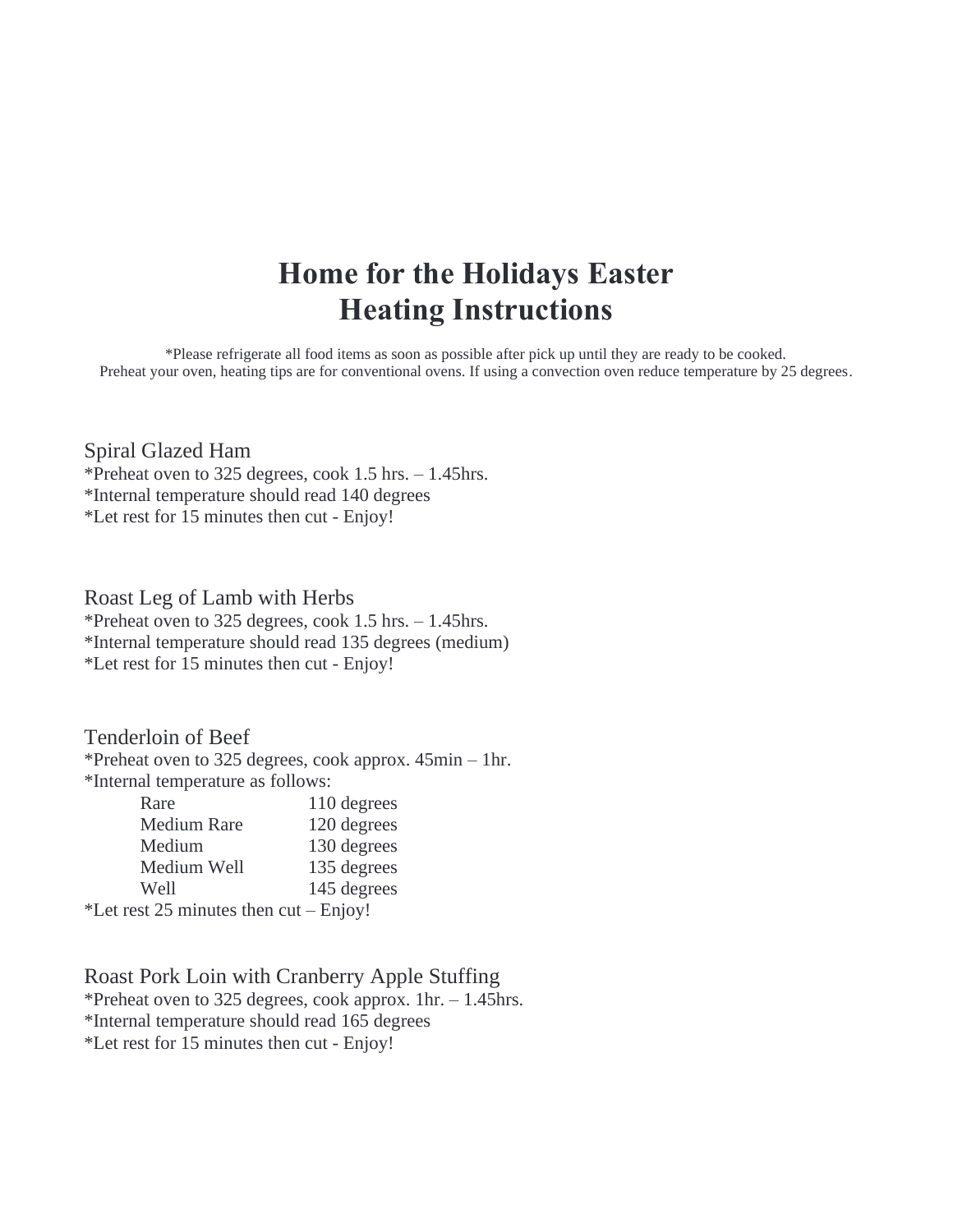# Home for the Holidays Easter
# Heating Instructions

*Please refrigerate all food items as soon as possible after pick up until they are ready to be cooked.
Preheat your oven, heating tips are for conventional ovens. If using a convection oven reduce temperature by 25 degrees.

## Spiral Glazed Ham

*Preheat oven to 325 degrees, cook 1.5 hrs. – 1.45hrs.
*Internal temperature should read 140 degrees
*Let rest for 15 minutes then cut - Enjoy!

## Roast Leg of Lamb with Herbs

*Preheat oven to 325 degrees, cook 1.5 hrs. – 1.45hrs.
*Internal temperature should read 135 degrees (medium)
*Let rest for 15 minutes then cut - Enjoy!

## Tenderloin of Beef

*Preheat oven to 325 degrees, cook approx. 45min – 1hr.
*Internal temperature as follows:

| | |
|---|---|
| Rare | 110 degrees |
| Medium Rare | 120 degrees |
| Medium | 130 degrees |
| Medium Well | 135 degrees |
| Well | 145 degrees |

*Let rest 25 minutes then cut – Enjoy!

## Roast Pork Loin with Cranberry Apple Stuffing

*Preheat oven to 325 degrees, cook approx. 1hr. – 1.45hrs.
*Internal temperature should read 165 degrees
*Let rest for 15 minutes then cut - Enjoy!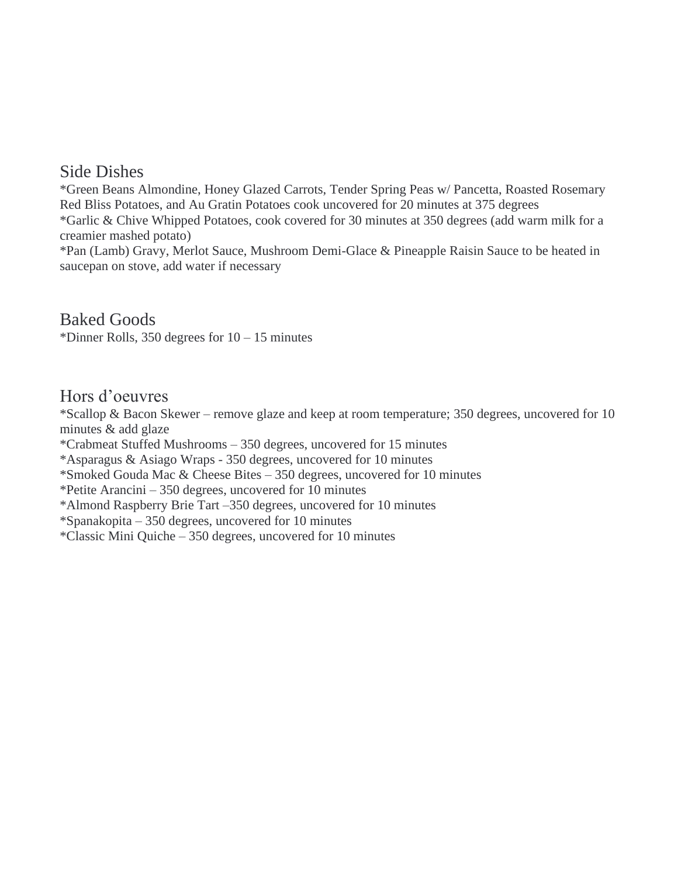## Side Dishes

*Green Beans Almondine, Honey Glazed Carrots, Tender Spring Peas w/ Pancetta, Roasted Rosemary Red Bliss Potatoes, and Au Gratin Potatoes cook uncovered for 20 minutes at 375 degrees

*Garlic & Chive Whipped Potatoes, cook covered for 30 minutes at 350 degrees (add warm milk for a creamier mashed potato)

*Pan (Lamb) Gravy, Merlot Sauce, Mushroom Demi-Glace & Pineapple Raisin Sauce to be heated in saucepan on stove, add water if necessary

## Baked Goods

*Dinner Rolls, 350 degrees for 10 – 15 minutes

## Hors d'oeuvres

*Scallop & Bacon Skewer – remove glaze and keep at room temperature; 350 degrees, uncovered for 10 minutes & add glaze

*Crabmeat Stuffed Mushrooms – 350 degrees, uncovered for 15 minutes

*Asparagus & Asiago Wraps - 350 degrees, uncovered for 10 minutes

*Smoked Gouda Mac & Cheese Bites – 350 degrees, uncovered for 10 minutes

*Petite Arancini – 350 degrees, uncovered for 10 minutes

*Almond Raspberry Brie Tart –350 degrees, uncovered for 10 minutes

*Spanakopita – 350 degrees, uncovered for 10 minutes

*Classic Mini Quiche – 350 degrees, uncovered for 10 minutes